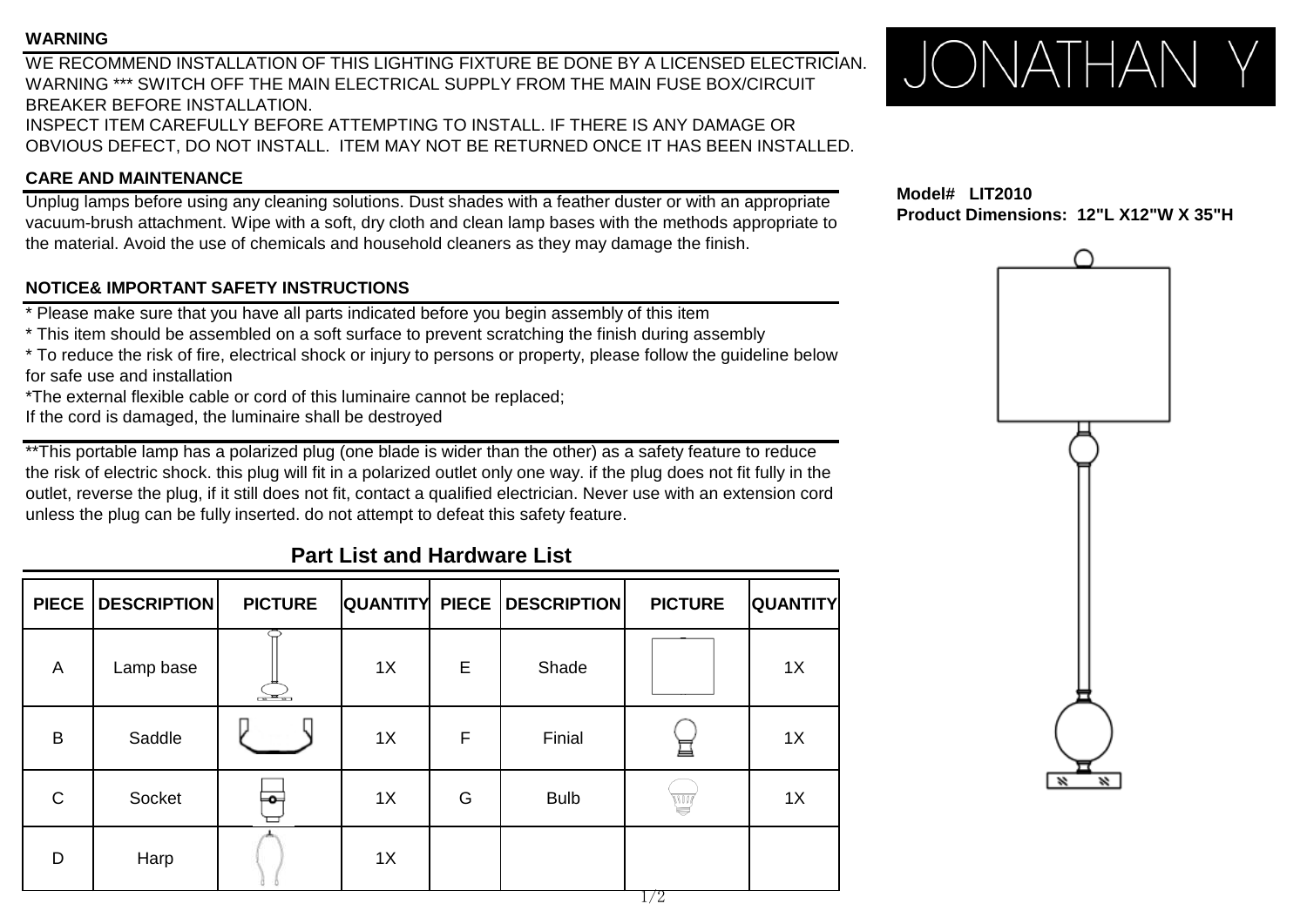**JONATHAN Y**

## WARNING

WE RECOMMEND INSTALLATION OF THIS LIGHTING FIXTURE BE DONE BY A LICENSED ELECTRICIAN.
WARNING *** SWITCH OFF THE MAIN ELECTRICAL SUPPLY FROM THE MAIN FUSE BOX/CIRCUIT BREAKER BEFORE INSTALLATION.
INSPECT ITEM CAREFULLY BEFORE ATTEMPTING TO INSTALL. IF THERE IS ANY DAMAGE OR OBVIOUS DEFECT, DO NOT INSTALL. ITEM MAY NOT BE RETURNED ONCE IT HAS BEEN INSTALLED.

## CARE AND MAINTENANCE

Unplug lamps before using any cleaning solutions. Dust shades with a feather duster or with an appropriate vacuum-brush attachment. Wipe with a soft, dry cloth and clean lamp bases with the methods appropriate to the material. Avoid the use of chemicals and household cleaners as they may damage the finish.

## NOTICE& IMPORTANT SAFETY INSTRUCTIONS

* Please make sure that you have all parts indicated before you begin assembly of this item
* This item should be assembled on a soft surface to prevent scratching the finish during assembly
* To reduce the risk of fire, electrical shock or injury to persons or property, please follow the guideline below for safe use and installation
*The external flexible cable or cord of this luminaire cannot be replaced;
If the cord is damaged, the luminaire shall be destroyed

**This portable lamp has a polarized plug (one blade is wider than the other) as a safety feature to reduce the risk of electric shock. this plug will fit in a polarized outlet only one way. if the plug does not fit fully in the outlet, reverse the plug, if it still does not fit, contact a qualified electrician. Never use with an extension cord unless the plug can be fully inserted. do not attempt to defeat this safety feature.

**Model# LIT2010**
**Product Dimensions: 12"L X12"W X 35"H**

## Part List and Hardware List

| PIECE | DESCRIPTION | PICTURE | QUANTITY | PIECE | DESCRIPTION | PICTURE | QUANTITY |
|---|---|---|---|---|---|---|---|
| A | Lamp base | | 1X | E | Shade | | 1X |
| B | Saddle | | 1X | F | Finial | | 1X |
| C | Socket | | 1X | G | Bulb | | 1X |
| D | Harp | | 1X | | | | |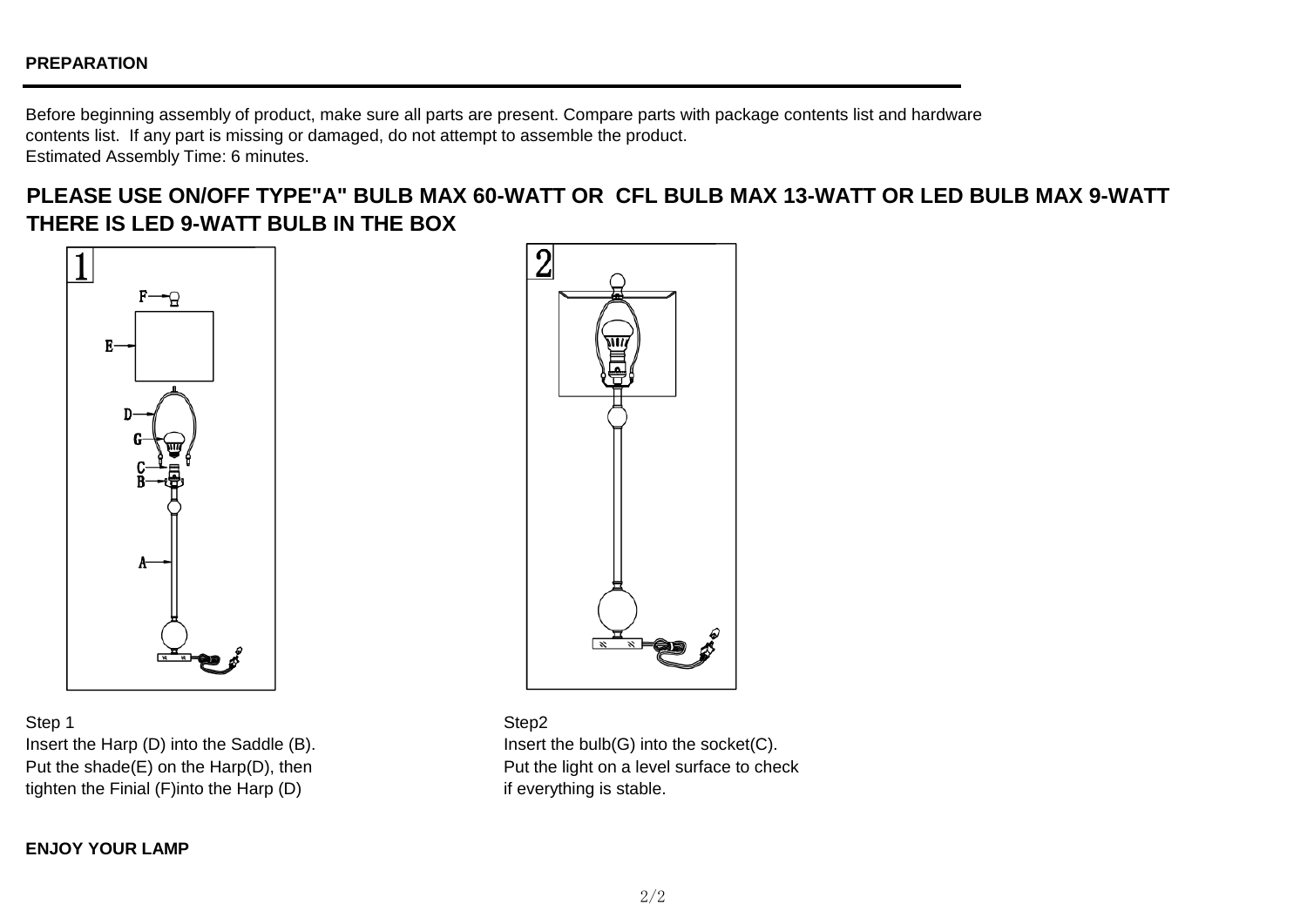## PREPARATION

Before beginning assembly of product, make sure all parts are present. Compare parts with package contents list and hardware contents list. If any part is missing or damaged, do not attempt to assemble the product.
Estimated Assembly Time: 6 minutes.

### PLEASE USE ON/OFF TYPE"A" BULB MAX 60-WATT OR CFL BULB MAX 13-WATT OR LED BULB MAX 9-WATT
### THERE IS LED 9-WATT BULB IN THE BOX

1

F
E
D
G
C
B
A

2

Step 1
Insert the Harp (D) into the Saddle (B).
Put the shade(E) on the Harp(D), then
tighten the Finial (F)into the Harp (D)

Step2
Insert the bulb(G) into the socket(C).
Put the light on a level surface to check
if everything is stable.

**ENJOY YOUR LAMP**